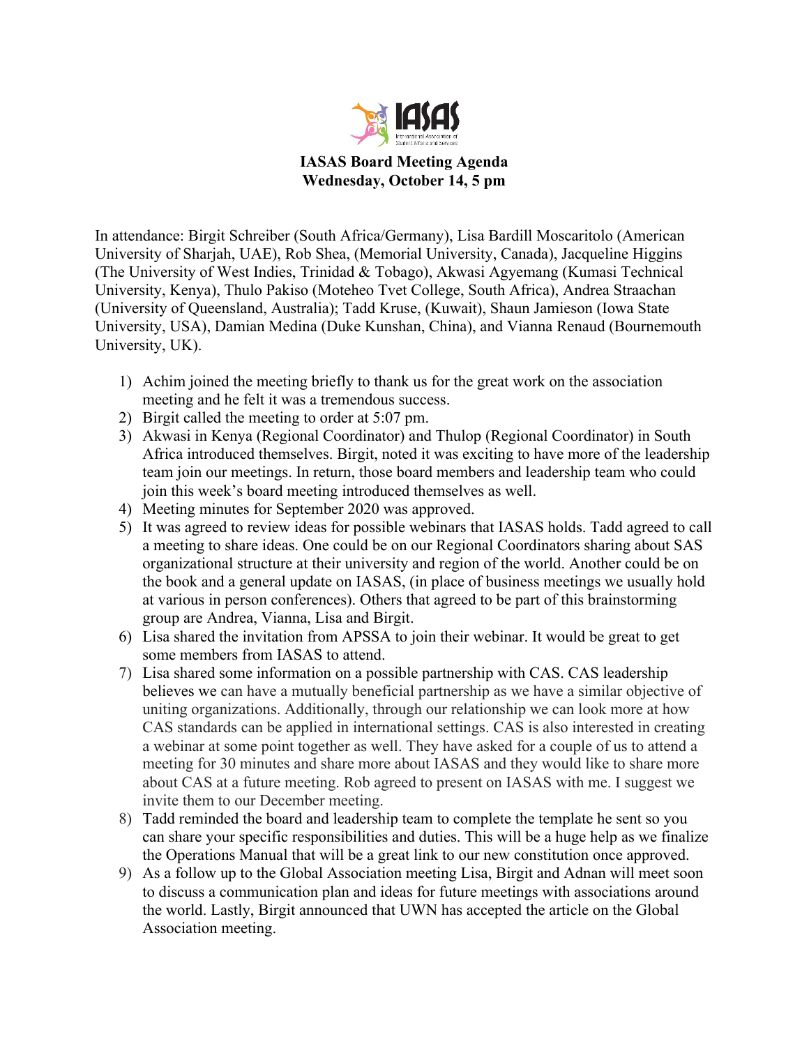# IASAS Board Meeting Agenda
## Wednesday, October 14, 5 pm

In attendance: Birgit Schreiber (South Africa/Germany), Lisa Bardill Moscaritolo (American University of Sharjah, UAE), Rob Shea, (Memorial University, Canada), Jacqueline Higgins (The University of West Indies, Trinidad & Tobago), Akwasi Agyemang (Kumasi Technical University, Kenya), Thulo Pakiso (Moteheo Tvet College, South Africa), Andrea Straachan (University of Queensland, Australia); Tadd Kruse, (Kuwait), Shaun Jamieson (Iowa State University, USA), Damian Medina (Duke Kunshan, China), and Vianna Renaud (Bournemouth University, UK).

1) Achim joined the meeting briefly to thank us for the great work on the association meeting and he felt it was a tremendous success.
2) Birgit called the meeting to order at 5:07 pm.
3) Akwasi in Kenya (Regional Coordinator) and Thulop (Regional Coordinator) in South Africa introduced themselves. Birgit, noted it was exciting to have more of the leadership team join our meetings. In return, those board members and leadership team who could join this week's board meeting introduced themselves as well.
4) Meeting minutes for September 2020 was approved.
5) It was agreed to review ideas for possible webinars that IASAS holds. Tadd agreed to call a meeting to share ideas. One could be on our Regional Coordinators sharing about SAS organizational structure at their university and region of the world. Another could be on the book and a general update on IASAS, (in place of business meetings we usually hold at various in person conferences). Others that agreed to be part of this brainstorming group are Andrea, Vianna, Lisa and Birgit.
6) Lisa shared the invitation from APSSA to join their webinar. It would be great to get some members from IASAS to attend.
7) Lisa shared some information on a possible partnership with CAS. CAS leadership believes we can have a mutually beneficial partnership as we have a similar objective of uniting organizations. Additionally, through our relationship we can look more at how CAS standards can be applied in international settings. CAS is also interested in creating a webinar at some point together as well. They have asked for a couple of us to attend a meeting for 30 minutes and share more about IASAS and they would like to share more about CAS at a future meeting. Rob agreed to present on IASAS with me. I suggest we invite them to our December meeting.
8) Tadd reminded the board and leadership team to complete the template he sent so you can share your specific responsibilities and duties. This will be a huge help as we finalize the Operations Manual that will be a great link to our new constitution once approved.
9) As a follow up to the Global Association meeting Lisa, Birgit and Adnan will meet soon to discuss a communication plan and ideas for future meetings with associations around the world. Lastly, Birgit announced that UWN has accepted the article on the Global Association meeting.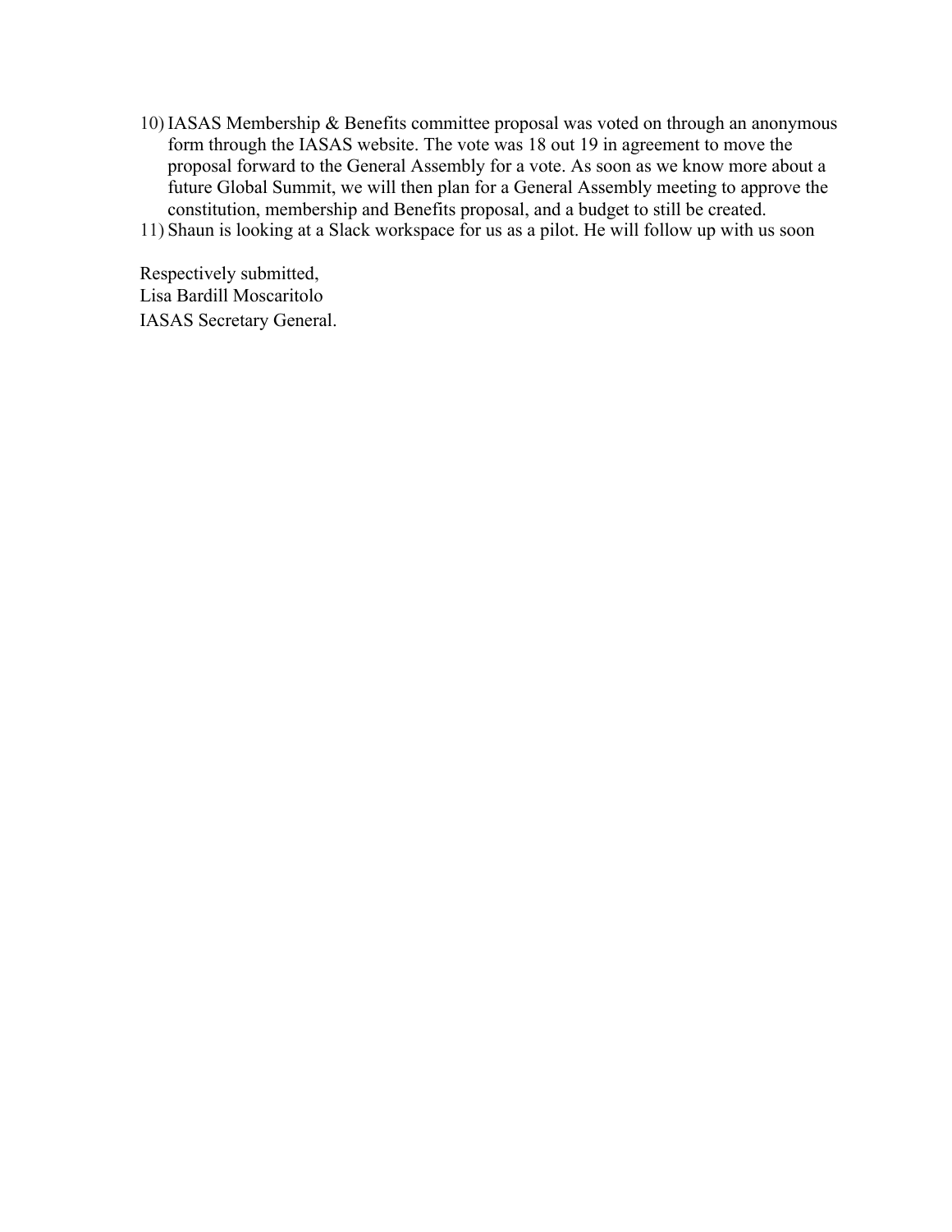10) IASAS Membership & Benefits committee proposal was voted on through an anonymous form through the IASAS website. The vote was 18 out 19 in agreement to move the proposal forward to the General Assembly for a vote. As soon as we know more about a future Global Summit, we will then plan for a General Assembly meeting to approve the constitution, membership and Benefits proposal, and a budget to still be created.
11) Shaun is looking at a Slack workspace for us as a pilot. He will follow up with us soon

Respectively submitted,
Lisa Bardill Moscaritolo
IASAS Secretary General.